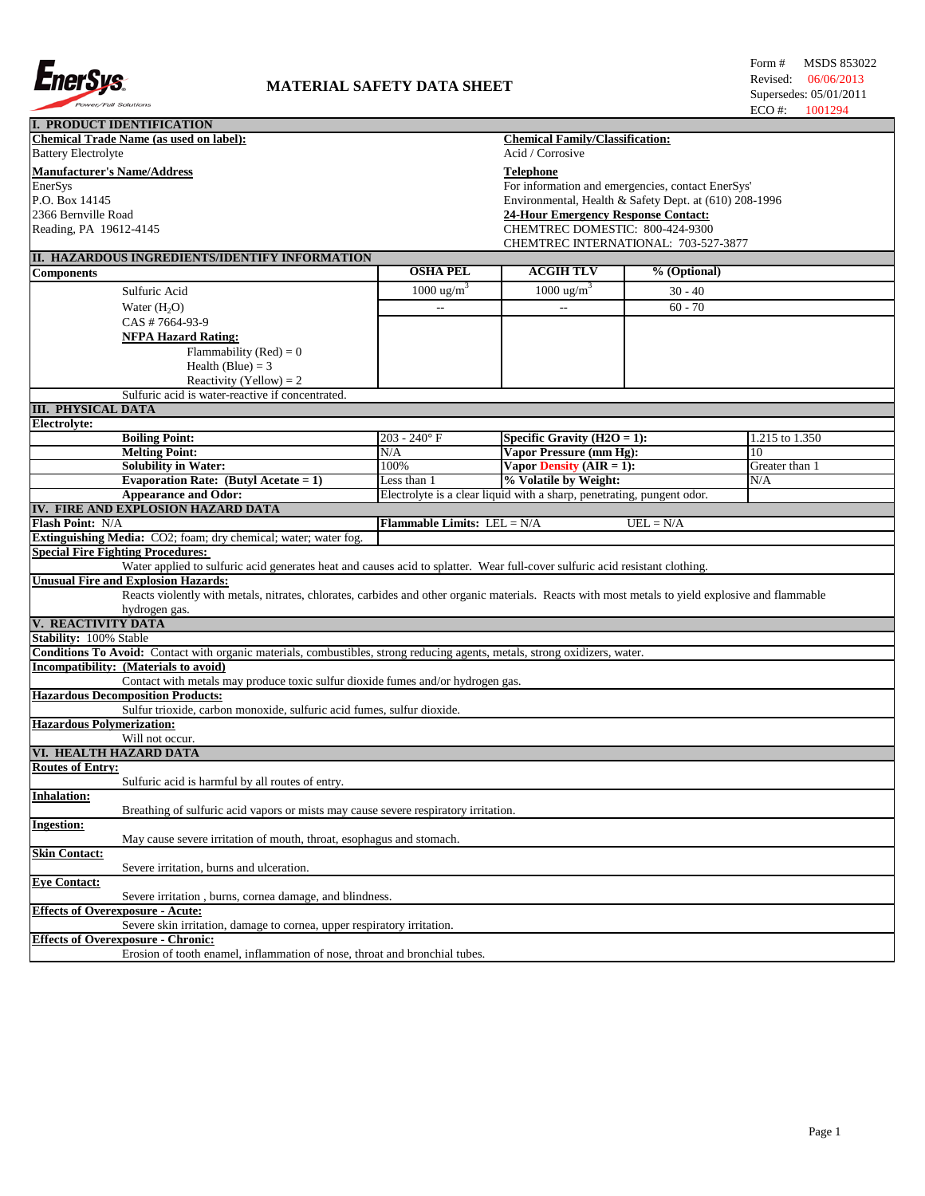# MATERIAL SAFETY DATA SHEET

Form # MSDS 853022
Revised: 06/06/2013
Supersedes: 05/01/2011
ECO #: 1001294

## I. PRODUCT IDENTIFICATION

**Chemical Trade Name (as used on label):**
Battery Electrolyte

**Chemical Family/Classification:**
Acid / Corrosive

**Manufacturer's Name/Address**
EnerSys
P.O. Box 14145
2366 Bernville Road
Reading, PA 19612-4145

**Telephone**
For information and emergencies, contact EnerSys' Environmental, Health & Safety Dept. at (610) 208-1996

**24-Hour Emergency Response Contact:**
CHEMTREC DOMESTIC: 800-424-9300
CHEMTREC INTERNATIONAL: 703-527-3877

## II. HAZARDOUS INGREDIENTS/IDENTIFY INFORMATION

| Components | OSHA PEL | ACGIH TLV | % (Optional) |
|---|---|---|---|
| Sulfuric Acid | 1000 ug/m$^3$ | 1000 ug/m$^3$ | 30 - 40 |
| Water ($H_2O$) | -- | -- | 60 - 70 |
| CAS # 7664-93-9 | | | |
| **NFPA Hazard Rating:** | | | |
| Flammability (Red) = 0 | | | |
| Health (Blue) = 3 | | | |
| Reactivity (Yellow) = 2 | | | |

Sulfuric acid is water-reactive if concentrated.

## III. PHYSICAL DATA

**Electrolyte:**

| Property | Value | Property | Value |
|---|---|---|---|
| **Boiling Point:** | 203 - 240° F | **Specific Gravity (H2O = 1):** | 1.215 to 1.350 |
| **Melting Point:** | N/A | **Vapor Pressure (mm Hg):** | 10 |
| **Solubility in Water:** | 100% | **Vapor Density (AIR = 1):** | Greater than 1 |
| **Evaporation Rate: (Butyl Acetate = 1)** | Less than 1 | **% Volatile by Weight:** | N/A |
| **Appearance and Odor:** | Electrolyte is a clear liquid with a sharp, penetrating, pungent odor. | | |

## IV. FIRE AND EXPLOSION HAZARD DATA

**Flash Point:** N/A
**Flammable Limits:** LEL = N/A UEL = N/A

**Extinguishing Media:** CO2; foam; dry chemical; water; water fog.

**Special Fire Fighting Procedures:**
Water applied to sulfuric acid generates heat and causes acid to splatter. Wear full-cover sulfuric acid resistant clothing.

**Unusual Fire and Explosion Hazards:**
Reacts violently with metals, nitrates, chlorates, carbides and other organic materials. Reacts with most metals to yield explosive and flammable hydrogen gas.

## V. REACTIVITY DATA

**Stability:** 100% Stable

**Conditions To Avoid:** Contact with organic materials, combustibles, strong reducing agents, metals, strong oxidizers, water.

**Incompatibility: (Materials to avoid)**
Contact with metals may produce toxic sulfur dioxide fumes and/or hydrogen gas.

**Hazardous Decomposition Products:**
Sulfur trioxide, carbon monoxide, sulfuric acid fumes, sulfur dioxide.

**Hazardous Polymerization:**
Will not occur.

## VI. HEALTH HAZARD DATA

**Routes of Entry:**
Sulfuric acid is harmful by all routes of entry.

**Inhalation:**
Breathing of sulfuric acid vapors or mists may cause severe respiratory irritation.

**Ingestion:**
May cause severe irritation of mouth, throat, esophagus and stomach.

**Skin Contact:**
Severe irritation, burns and ulceration.

**Eye Contact:**
Severe irritation , burns, cornea damage, and blindness.

**Effects of Overexposure - Acute:**
Severe skin irritation, damage to cornea, upper respiratory irritation.

**Effects of Overexposure - Chronic:**
Erosion of tooth enamel, inflammation of nose, throat and bronchial tubes.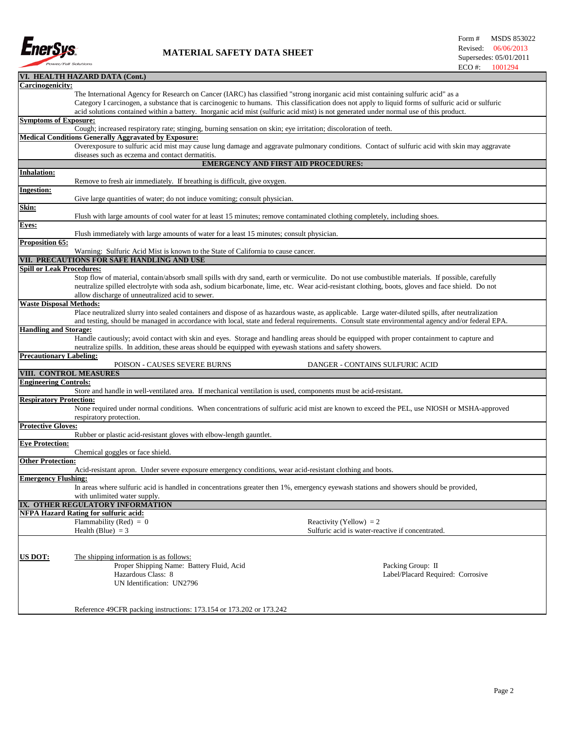## VI. HEALTH HAZARD DATA (Cont.)

**Carcinogenicity:**

The International Agency for Research on Cancer (IARC) has classified "strong inorganic acid mist containing sulfuric acid" as a Category I carcinogen, a substance that is carcinogenic to humans. This classification does not apply to liquid forms of sulfuric acid or sulfuric acid solutions contained within a battery. Inorganic acid mist (sulfuric acid mist) is not generated under normal use of this product.

**Symptoms of Exposure:**

Cough; increased respiratory rate; stinging, burning sensation on skin; eye irritation; discoloration of teeth.

**Medical Conditions Generally Aggravated by Exposure:**

Overexposure to sulfuric acid mist may cause lung damage and aggravate pulmonary conditions. Contact of sulfuric acid with skin may aggravate diseases such as eczema and contact dermatitis.

### EMERGENCY AND FIRST AID PROCEDURES:

**Inhalation:**

Remove to fresh air immediately. If breathing is difficult, give oxygen.

**Ingestion:**

Give large quantities of water; do not induce vomiting; consult physician.

**Skin:**

Flush with large amounts of cool water for at least 15 minutes; remove contaminated clothing completely, including shoes.

**Eyes:**

Flush immediately with large amounts of water for a least 15 minutes; consult physician.

**Proposition 65:**

Warning: Sulfuric Acid Mist is known to the State of California to cause cancer.

## VII. PRECAUTIONS FOR SAFE HANDLING AND USE

**Spill or Leak Procedures:**

Stop flow of material, contain/absorb small spills with dry sand, earth or vermiculite. Do not use combustible materials. If possible, carefully neutralize spilled electrolyte with soda ash, sodium bicarbonate, lime, etc. Wear acid-resistant clothing, boots, gloves and face shield. Do not allow discharge of unneutralized acid to sewer.

**Waste Disposal Methods:**

Place neutralized slurry into sealed containers and dispose of as hazardous waste, as applicable. Large water-diluted spills, after neutralization and testing, should be managed in accordance with local, state and federal requirements. Consult state environmental agency and/or federal EPA.

**Handling and Storage:**

Handle cautiously; avoid contact with skin and eyes. Storage and handling areas should be equipped with proper containment to capture and neutralize spills. In addition, these areas should be equipped with eyewash stations and safety showers.

**Precautionary Labeling:**

POISON - CAUSES SEVERE BURNS    DANGER - CONTAINS SULFURIC ACID

## VIII. CONTROL MEASURES

**Engineering Controls:**

Store and handle in well-ventilated area. If mechanical ventilation is used, components must be acid-resistant.

**Respiratory Protection:**

None required under normal conditions. When concentrations of sulfuric acid mist are known to exceed the PEL, use NIOSH or MSHA-approved respiratory protection.

**Protective Gloves:**

Rubber or plastic acid-resistant gloves with elbow-length gauntlet.

**Eye Protection:**

Chemical goggles or face shield.

**Other Protection:**

Acid-resistant apron. Under severe exposure emergency conditions, wear acid-resistant clothing and boots.

**Emergency Flushing:**

In areas where sulfuric acid is handled in concentrations greater then 1%, emergency eyewash stations and showers should be provided, with unlimited water supply.

## IX. OTHER REGULATORY INFORMATION

**NFPA Hazard Rating for sulfuric acid:**

Flammability (Red) = 0
Health (Blue) = 3
Reactivity (Yellow) = 2
Sulfuric acid is water-reactive if concentrated.

**US DOT:** The shipping information is as follows:

Proper Shipping Name: Battery Fluid, Acid
Hazardous Class: 8
UN Identification: UN2796
Packing Group: II
Label/Placard Required: Corrosive

Reference 49CFR packing instructions: 173.154 or 173.202 or 173.242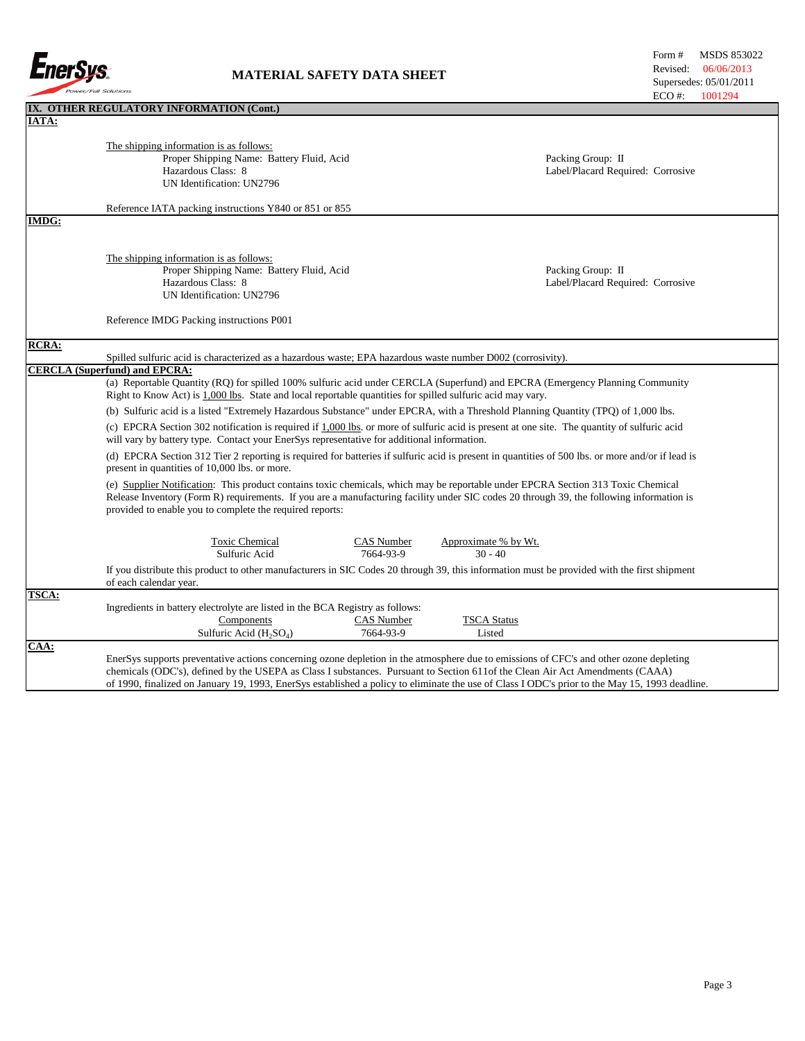## IX. OTHER REGULATORY INFORMATION (Cont.)

**IATA:**

The shipping information is as follows:

Proper Shipping Name: Battery Fluid, Acid
Hazardous Class: 8
UN Identification: UN2796

Packing Group: II
Label/Placard Required: Corrosive

Reference IATA packing instructions Y840 or 851 or 855

**IMDG:**

The shipping information is as follows:

Proper Shipping Name: Battery Fluid, Acid
Hazardous Class: 8
UN Identification: UN2796

Packing Group: II
Label/Placard Required: Corrosive

Reference IMDG Packing instructions P001

**RCRA:**

Spilled sulfuric acid is characterized as a hazardous waste; EPA hazardous waste number D002 (corrosivity).

**CERCLA (Superfund) and EPCRA:**

(a) Reportable Quantity (RQ) for spilled 100% sulfuric acid under CERCLA (Superfund) and EPCRA (Emergency Planning Community Right to Know Act) is 1,000 lbs. State and local reportable quantities for spilled sulfuric acid may vary.

(b) Sulfuric acid is a listed "Extremely Hazardous Substance" under EPCRA, with a Threshold Planning Quantity (TPQ) of 1,000 lbs.

(c) EPCRA Section 302 notification is required if 1,000 lbs. or more of sulfuric acid is present at one site. The quantity of sulfuric acid will vary by battery type. Contact your EnerSys representative for additional information.

(d) EPCRA Section 312 Tier 2 reporting is required for batteries if sulfuric acid is present in quantities of 500 lbs. or more and/or if lead is present in quantities of 10,000 lbs. or more.

(e) Supplier Notification: This product contains toxic chemicals, which may be reportable under EPCRA Section 313 Toxic Chemical Release Inventory (Form R) requirements. If you are a manufacturing facility under SIC codes 20 through 39, the following information is provided to enable you to complete the required reports:

| Toxic Chemical | CAS Number | Approximate % by Wt. |
|---|---|---|
| Sulfuric Acid | 7664-93-9 | 30 - 40 |

If you distribute this product to other manufacturers in SIC Codes 20 through 39, this information must be provided with the first shipment of each calendar year.

**TSCA:**

Ingredients in battery electrolyte are listed in the BCA Registry as follows:

| Components | CAS Number | TSCA Status |
|---|---|---|
| Sulfuric Acid ($H_2SO_4$) | 7664-93-9 | Listed |

**CAA:**

EnerSys supports preventative actions concerning ozone depletion in the atmosphere due to emissions of CFC's and other ozone depleting chemicals (ODC's), defined by the USEPA as Class I substances. Pursuant to Section 611of the Clean Air Act Amendments (CAAA) of 1990, finalized on January 19, 1993, EnerSys established a policy to eliminate the use of Class I ODC's prior to the May 15, 1993 deadline.